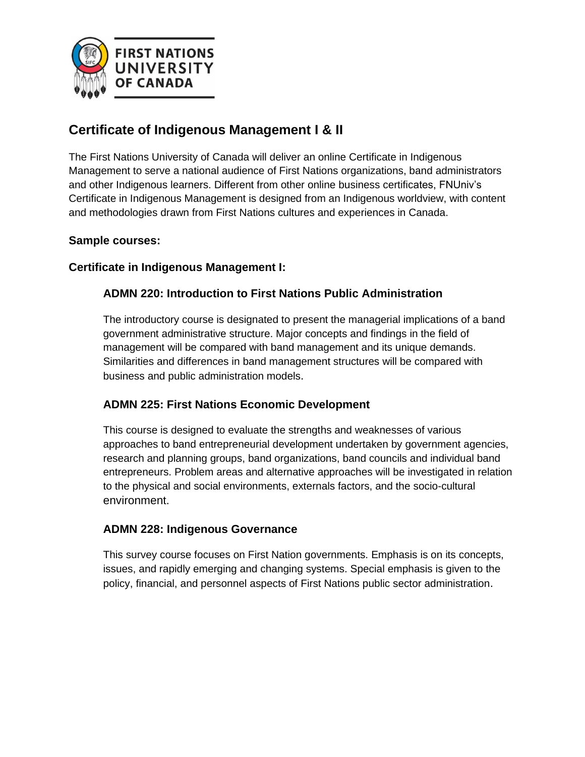# Certificate of Indigenous Management I & II

The First Nations University of Canada will deliver an online Certificate in Indigenous Management to serve a national audience of First Nations organizations, band administrators and other Indigenous learners. Different from other online business certificates, FNUniv's Certificate in Indigenous Management is designed from an Indigenous worldview, with content and methodologies drawn from First Nations cultures and experiences in Canada.

## Sample courses:

## Certificate in Indigenous Management I:

### ADMN 220: Introduction to First Nations Public Administration

The introductory course is designated to present the managerial implications of a band government administrative structure. Major concepts and findings in the field of management will be compared with band management and its unique demands. Similarities and differences in band management structures will be compared with business and public administration models.

### ADMN 225: First Nations Economic Development

This course is designed to evaluate the strengths and weaknesses of various approaches to band entrepreneurial development undertaken by government agencies, research and planning groups, band organizations, band councils and individual band entrepreneurs. Problem areas and alternative approaches will be investigated in relation to the physical and social environments, externals factors, and the socio-cultural environment.

### ADMN 228: Indigenous Governance

This survey course focuses on First Nation governments. Emphasis is on its concepts, issues, and rapidly emerging and changing systems. Special emphasis is given to the policy, financial, and personnel aspects of First Nations public sector administration.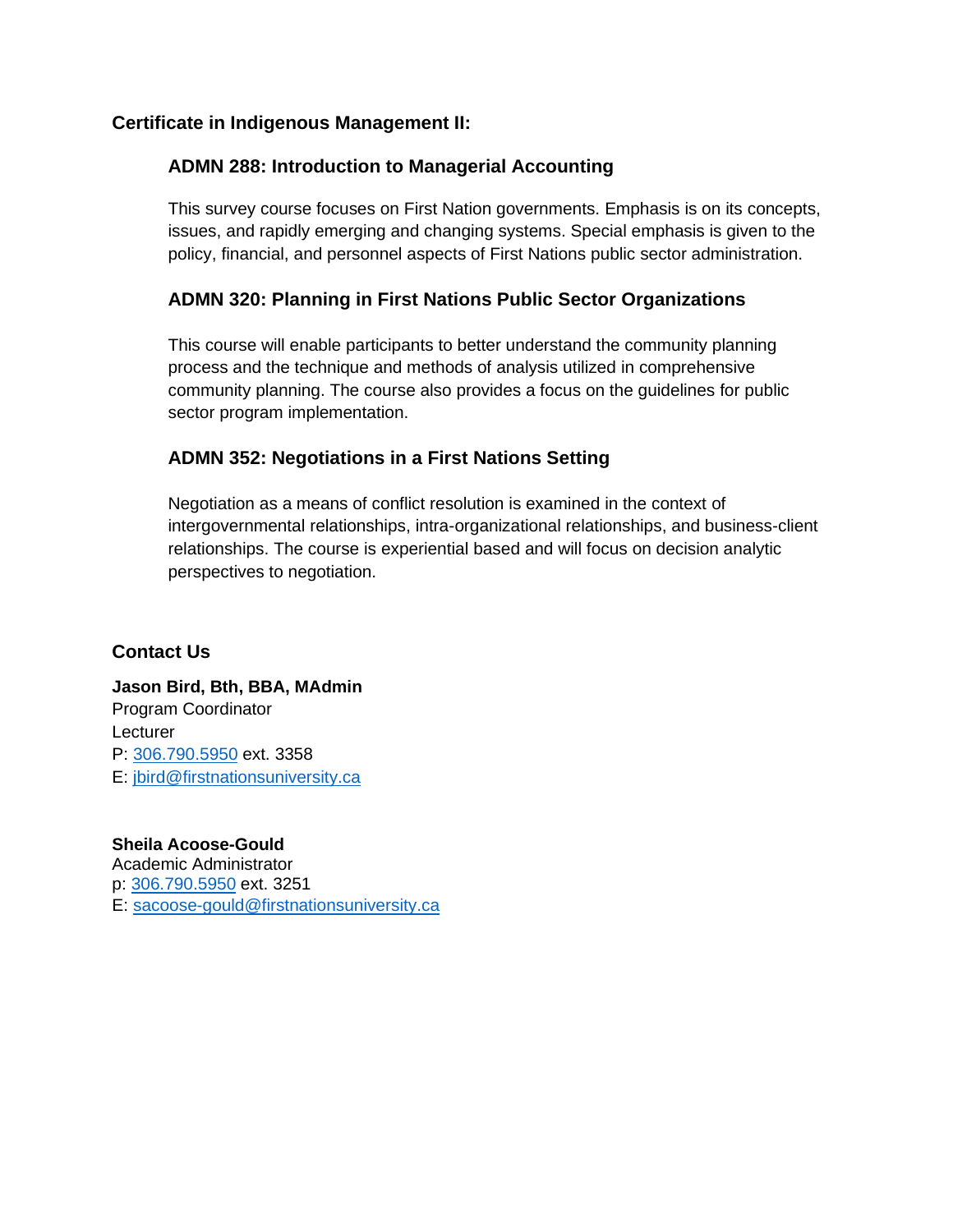### Certificate in Indigenous Management II:

#### ADMN 288: Introduction to Managerial Accounting

This survey course focuses on First Nation governments. Emphasis is on its concepts, issues, and rapidly emerging and changing systems. Special emphasis is given to the policy, financial, and personnel aspects of First Nations public sector administration.

#### ADMN 320: Planning in First Nations Public Sector Organizations

This course will enable participants to better understand the community planning process and the technique and methods of analysis utilized in comprehensive community planning. The course also provides a focus on the guidelines for public sector program implementation.

#### ADMN 352: Negotiations in a First Nations Setting

Negotiation as a means of conflict resolution is examined in the context of intergovernmental relationships, intra-organizational relationships, and business-client relationships. The course is experiential based and will focus on decision analytic perspectives to negotiation.

### Contact Us

**Jason Bird, Bth, BBA, MAdmin**
Program Coordinator
Lecturer
P: 306.790.5950 ext. 3358
E: jbird@firstnationsuniversity.ca

**Sheila Acoose-Gould**
Academic Administrator
p: 306.790.5950 ext. 3251
E: sacoose-gould@firstnationsuniversity.ca